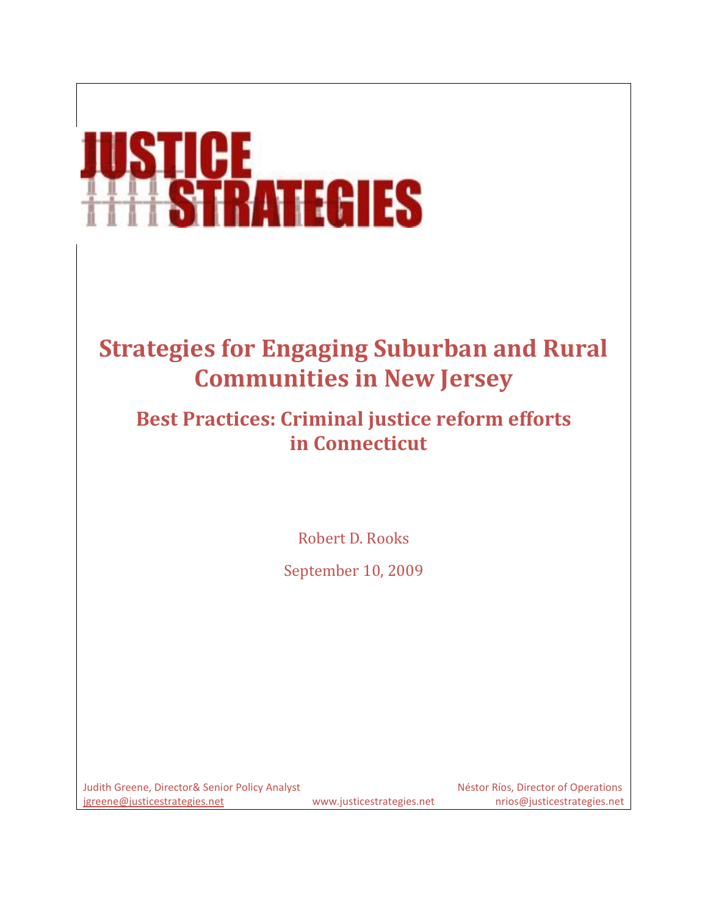# JUSTICE STRATEGIES

# Strategies for Engaging Suburban and Rural Communities in New Jersey

## Best Practices: Criminal justice reform efforts in Connecticut

Robert D. Rooks

September 10, 2009

Judith Greene, Director& Senior Policy Analyst
jgreene@justicestrategies.net

www.justicestrategies.net

Néstor Ríos, Director of Operations
nrios@justicestrategies.net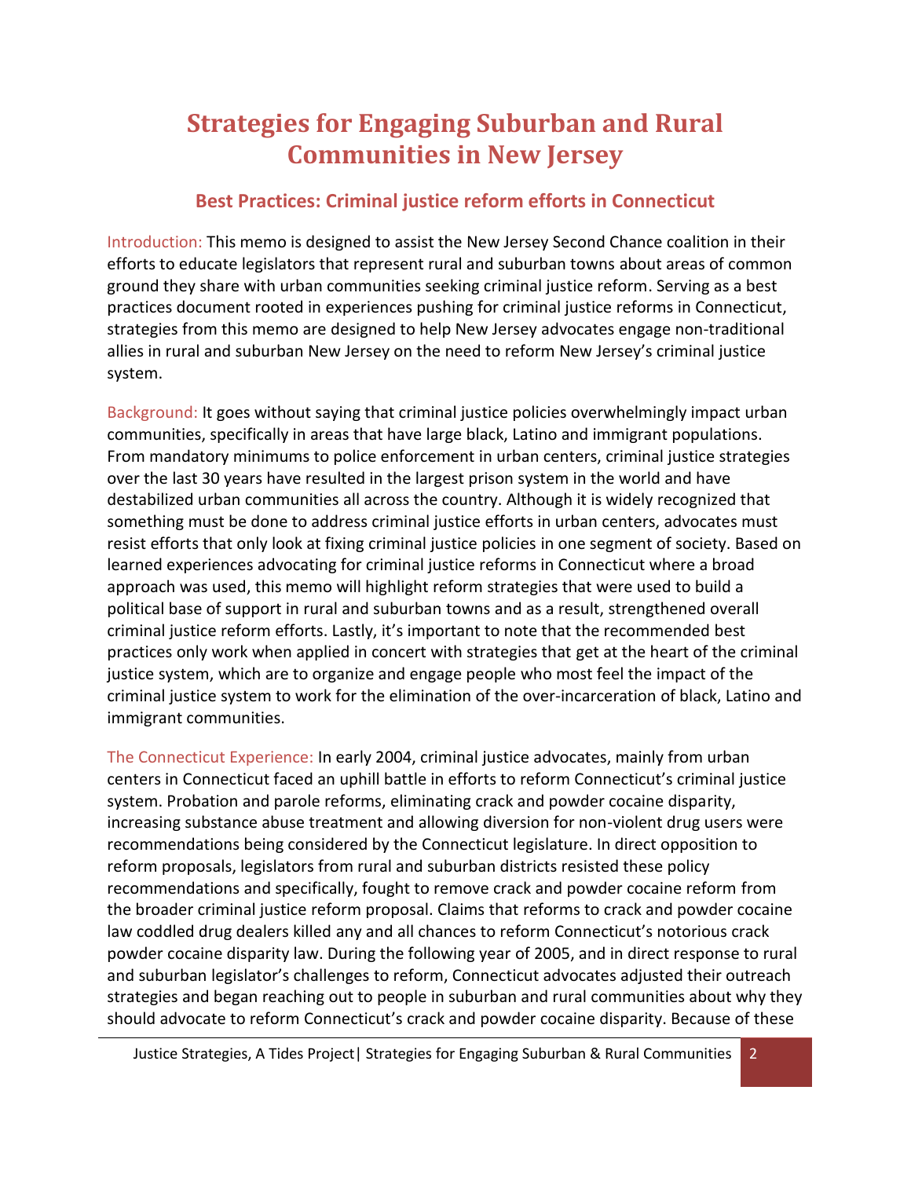# Strategies for Engaging Suburban and Rural Communities in New Jersey

## Best Practices: Criminal justice reform efforts in Connecticut

Introduction: This memo is designed to assist the New Jersey Second Chance coalition in their efforts to educate legislators that represent rural and suburban towns about areas of common ground they share with urban communities seeking criminal justice reform. Serving as a best practices document rooted in experiences pushing for criminal justice reforms in Connecticut, strategies from this memo are designed to help New Jersey advocates engage non-traditional allies in rural and suburban New Jersey on the need to reform New Jersey's criminal justice system.

Background: It goes without saying that criminal justice policies overwhelmingly impact urban communities, specifically in areas that have large black, Latino and immigrant populations. From mandatory minimums to police enforcement in urban centers, criminal justice strategies over the last 30 years have resulted in the largest prison system in the world and have destabilized urban communities all across the country. Although it is widely recognized that something must be done to address criminal justice efforts in urban centers, advocates must resist efforts that only look at fixing criminal justice policies in one segment of society. Based on learned experiences advocating for criminal justice reforms in Connecticut where a broad approach was used, this memo will highlight reform strategies that were used to build a political base of support in rural and suburban towns and as a result, strengthened overall criminal justice reform efforts. Lastly, it's important to note that the recommended best practices only work when applied in concert with strategies that get at the heart of the criminal justice system, which are to organize and engage people who most feel the impact of the criminal justice system to work for the elimination of the over-incarceration of black, Latino and immigrant communities.

The Connecticut Experience: In early 2004, criminal justice advocates, mainly from urban centers in Connecticut faced an uphill battle in efforts to reform Connecticut's criminal justice system. Probation and parole reforms, eliminating crack and powder cocaine disparity, increasing substance abuse treatment and allowing diversion for non-violent drug users were recommendations being considered by the Connecticut legislature. In direct opposition to reform proposals, legislators from rural and suburban districts resisted these policy recommendations and specifically, fought to remove crack and powder cocaine reform from the broader criminal justice reform proposal. Claims that reforms to crack and powder cocaine law coddled drug dealers killed any and all chances to reform Connecticut's notorious crack powder cocaine disparity law. During the following year of 2005, and in direct response to rural and suburban legislator's challenges to reform, Connecticut advocates adjusted their outreach strategies and began reaching out to people in suburban and rural communities about why they should advocate to reform Connecticut's crack and powder cocaine disparity. Because of these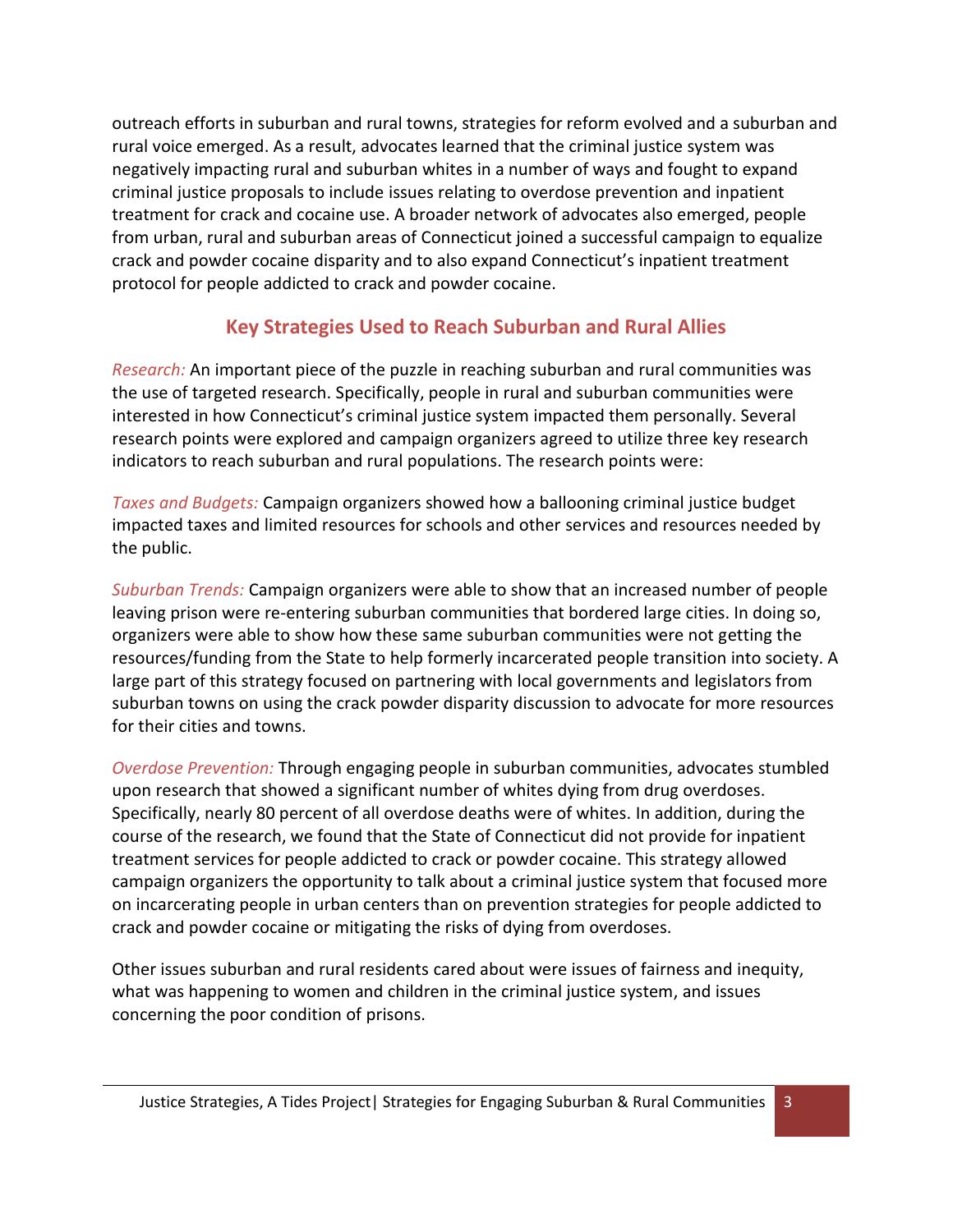outreach efforts in suburban and rural towns, strategies for reform evolved and a suburban and rural voice emerged. As a result, advocates learned that the criminal justice system was negatively impacting rural and suburban whites in a number of ways and fought to expand criminal justice proposals to include issues relating to overdose prevention and inpatient treatment for crack and cocaine use. A broader network of advocates also emerged, people from urban, rural and suburban areas of Connecticut joined a successful campaign to equalize crack and powder cocaine disparity and to also expand Connecticut's inpatient treatment protocol for people addicted to crack and powder cocaine.

## Key Strategies Used to Reach Suburban and Rural Allies

*Research:* An important piece of the puzzle in reaching suburban and rural communities was the use of targeted research. Specifically, people in rural and suburban communities were interested in how Connecticut's criminal justice system impacted them personally. Several research points were explored and campaign organizers agreed to utilize three key research indicators to reach suburban and rural populations. The research points were:

*Taxes and Budgets:* Campaign organizers showed how a ballooning criminal justice budget impacted taxes and limited resources for schools and other services and resources needed by the public.

*Suburban Trends:* Campaign organizers were able to show that an increased number of people leaving prison were re-entering suburban communities that bordered large cities. In doing so, organizers were able to show how these same suburban communities were not getting the resources/funding from the State to help formerly incarcerated people transition into society. A large part of this strategy focused on partnering with local governments and legislators from suburban towns on using the crack powder disparity discussion to advocate for more resources for their cities and towns.

*Overdose Prevention:* Through engaging people in suburban communities, advocates stumbled upon research that showed a significant number of whites dying from drug overdoses. Specifically, nearly 80 percent of all overdose deaths were of whites. In addition, during the course of the research, we found that the State of Connecticut did not provide for inpatient treatment services for people addicted to crack or powder cocaine. This strategy allowed campaign organizers the opportunity to talk about a criminal justice system that focused more on incarcerating people in urban centers than on prevention strategies for people addicted to crack and powder cocaine or mitigating the risks of dying from overdoses.

Other issues suburban and rural residents cared about were issues of fairness and inequity, what was happening to women and children in the criminal justice system, and issues concerning the poor condition of prisons.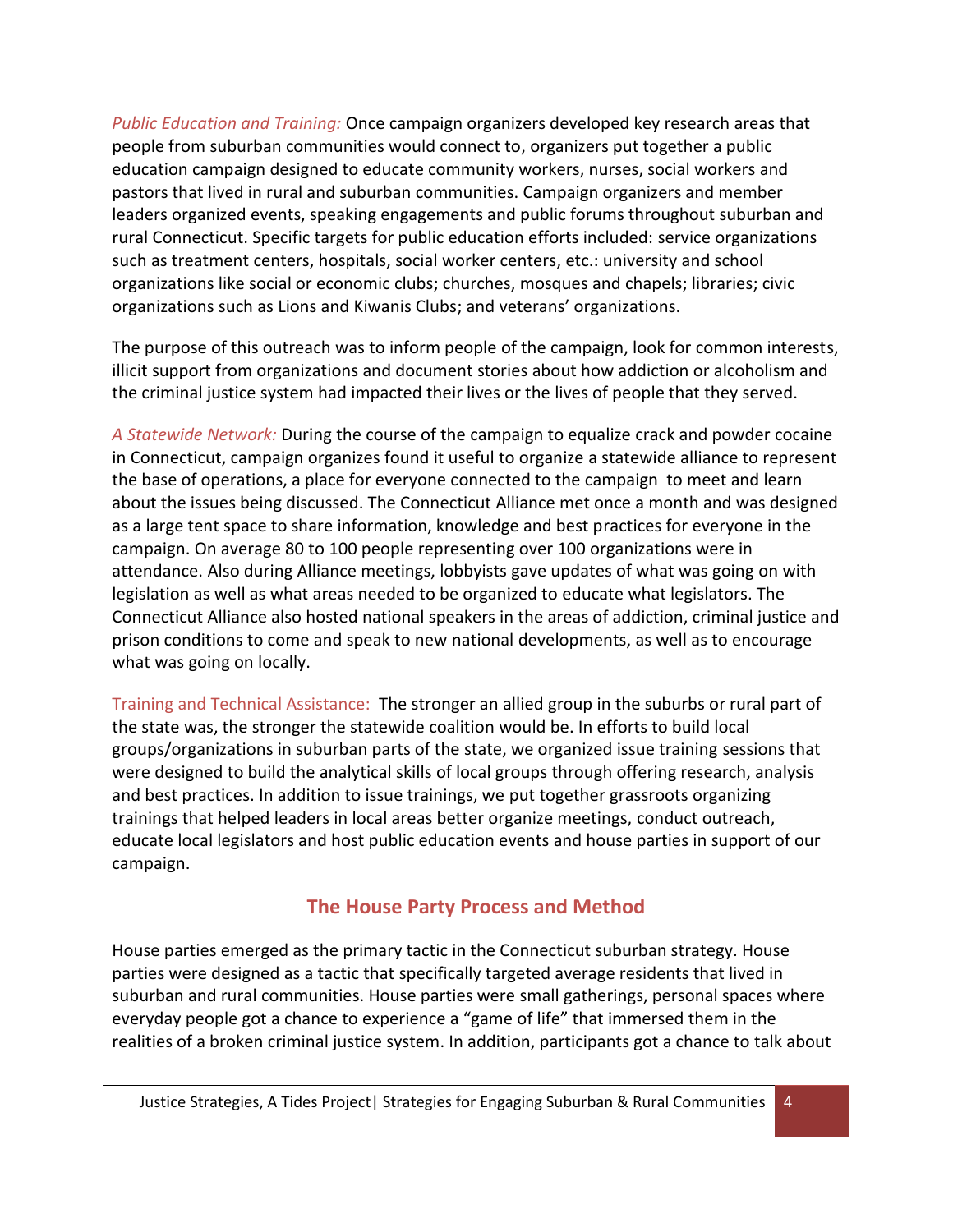*Public Education and Training:* Once campaign organizers developed key research areas that people from suburban communities would connect to, organizers put together a public education campaign designed to educate community workers, nurses, social workers and pastors that lived in rural and suburban communities. Campaign organizers and member leaders organized events, speaking engagements and public forums throughout suburban and rural Connecticut. Specific targets for public education efforts included: service organizations such as treatment centers, hospitals, social worker centers, etc.: university and school organizations like social or economic clubs; churches, mosques and chapels; libraries; civic organizations such as Lions and Kiwanis Clubs; and veterans' organizations.

The purpose of this outreach was to inform people of the campaign, look for common interests, illicit support from organizations and document stories about how addiction or alcoholism and the criminal justice system had impacted their lives or the lives of people that they served.

*A Statewide Network:* During the course of the campaign to equalize crack and powder cocaine in Connecticut, campaign organizes found it useful to organize a statewide alliance to represent the base of operations, a place for everyone connected to the campaign to meet and learn about the issues being discussed. The Connecticut Alliance met once a month and was designed as a large tent space to share information, knowledge and best practices for everyone in the campaign. On average 80 to 100 people representing over 100 organizations were in attendance. Also during Alliance meetings, lobbyists gave updates of what was going on with legislation as well as what areas needed to be organized to educate what legislators. The Connecticut Alliance also hosted national speakers in the areas of addiction, criminal justice and prison conditions to come and speak to new national developments, as well as to encourage what was going on locally.

Training and Technical Assistance: The stronger an allied group in the suburbs or rural part of the state was, the stronger the statewide coalition would be. In efforts to build local groups/organizations in suburban parts of the state, we organized issue training sessions that were designed to build the analytical skills of local groups through offering research, analysis and best practices. In addition to issue trainings, we put together grassroots organizing trainings that helped leaders in local areas better organize meetings, conduct outreach, educate local legislators and host public education events and house parties in support of our campaign.

## The House Party Process and Method

House parties emerged as the primary tactic in the Connecticut suburban strategy. House parties were designed as a tactic that specifically targeted average residents that lived in suburban and rural communities. House parties were small gatherings, personal spaces where everyday people got a chance to experience a "game of life" that immersed them in the realities of a broken criminal justice system. In addition, participants got a chance to talk about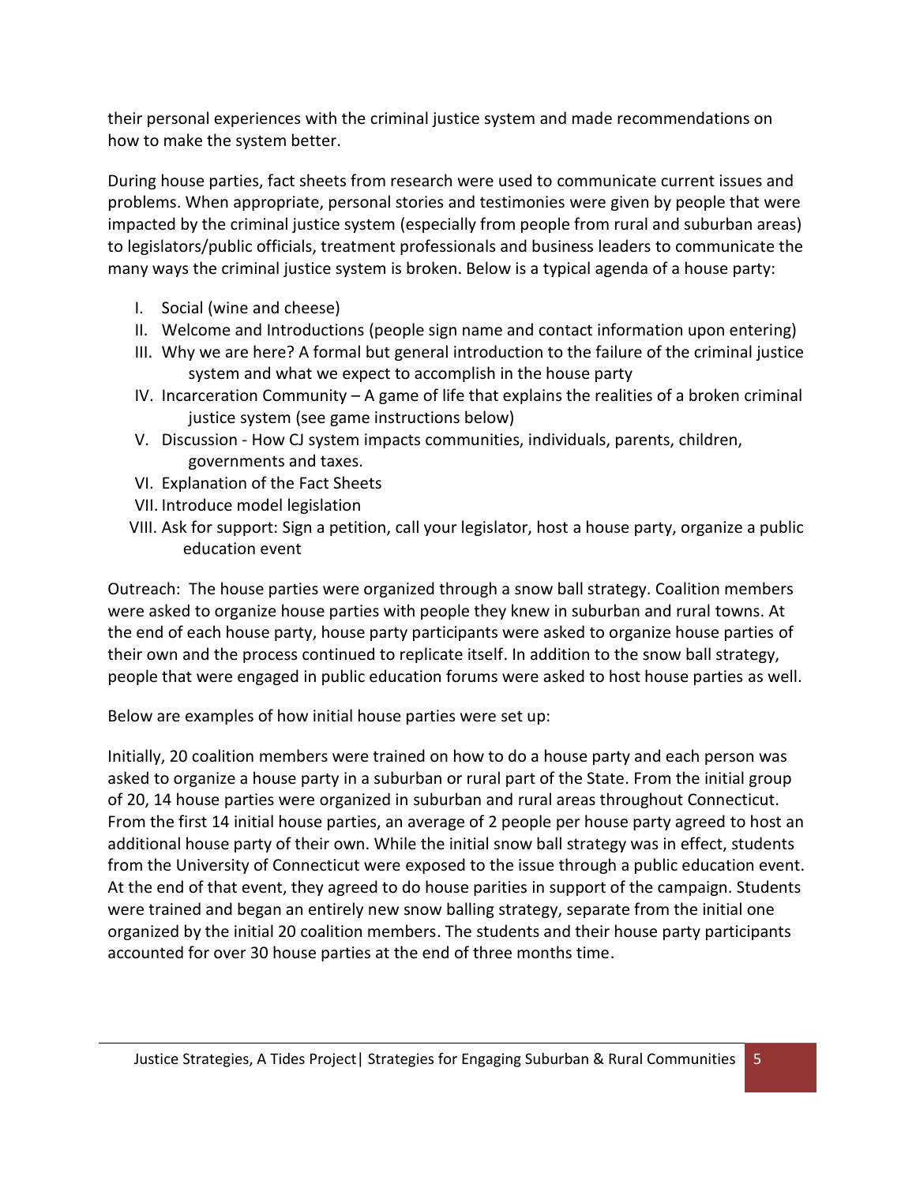their personal experiences with the criminal justice system and made recommendations on how to make the system better.

During house parties, fact sheets from research were used to communicate current issues and problems. When appropriate, personal stories and testimonies were given by people that were impacted by the criminal justice system (especially from people from rural and suburban areas) to legislators/public officials, treatment professionals and business leaders to communicate the many ways the criminal justice system is broken. Below is a typical agenda of a house party:

I. Social (wine and cheese)
II. Welcome and Introductions (people sign name and contact information upon entering)
III. Why we are here? A formal but general introduction to the failure of the criminal justice system and what we expect to accomplish in the house party
IV. Incarceration Community – A game of life that explains the realities of a broken criminal justice system (see game instructions below)
V. Discussion - How CJ system impacts communities, individuals, parents, children, governments and taxes.
VI. Explanation of the Fact Sheets
VII. Introduce model legislation
VIII. Ask for support: Sign a petition, call your legislator, host a house party, organize a public education event

Outreach: The house parties were organized through a snow ball strategy. Coalition members were asked to organize house parties with people they knew in suburban and rural towns. At the end of each house party, house party participants were asked to organize house parties of their own and the process continued to replicate itself. In addition to the snow ball strategy, people that were engaged in public education forums were asked to host house parties as well.

Below are examples of how initial house parties were set up:

Initially, 20 coalition members were trained on how to do a house party and each person was asked to organize a house party in a suburban or rural part of the State. From the initial group of 20, 14 house parties were organized in suburban and rural areas throughout Connecticut. From the first 14 initial house parties, an average of 2 people per house party agreed to host an additional house party of their own. While the initial snow ball strategy was in effect, students from the University of Connecticut were exposed to the issue through a public education event. At the end of that event, they agreed to do house parities in support of the campaign. Students were trained and began an entirely new snow balling strategy, separate from the initial one organized by the initial 20 coalition members. The students and their house party participants accounted for over 30 house parties at the end of three months time.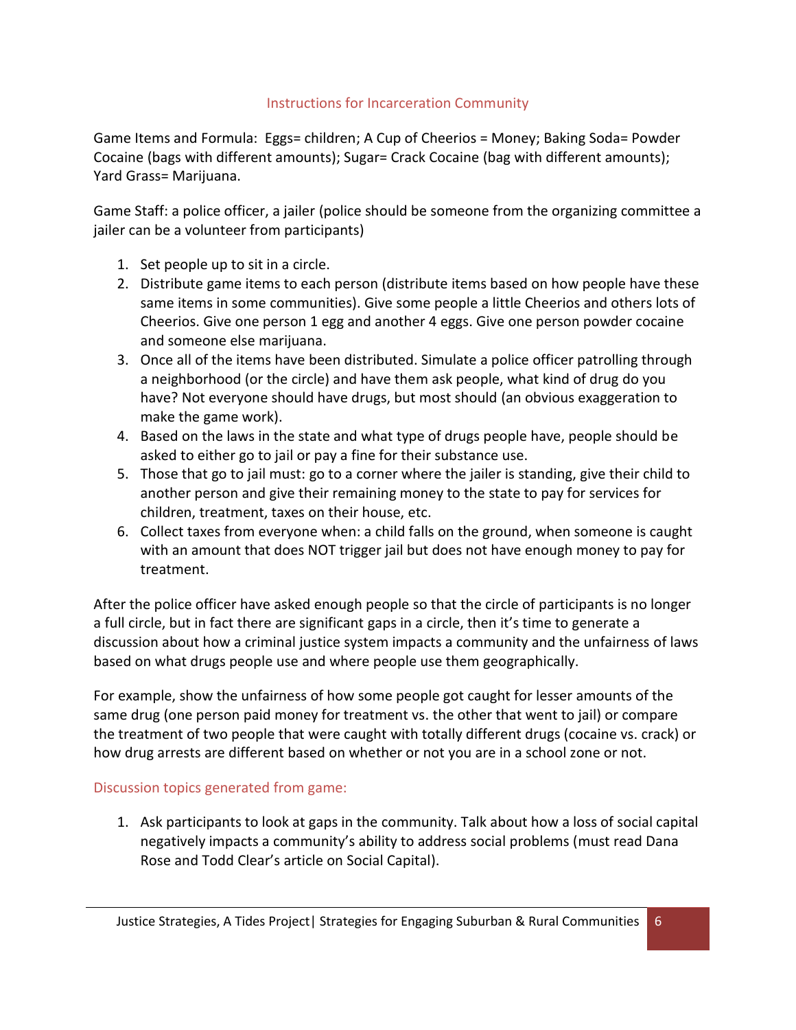## Instructions for Incarceration Community

Game Items and Formula: Eggs= children; A Cup of Cheerios = Money; Baking Soda= Powder Cocaine (bags with different amounts); Sugar= Crack Cocaine (bag with different amounts); Yard Grass= Marijuana.

Game Staff: a police officer, a jailer (police should be someone from the organizing committee a jailer can be a volunteer from participants)

1. Set people up to sit in a circle.
2. Distribute game items to each person (distribute items based on how people have these same items in some communities). Give some people a little Cheerios and others lots of Cheerios. Give one person 1 egg and another 4 eggs. Give one person powder cocaine and someone else marijuana.
3. Once all of the items have been distributed. Simulate a police officer patrolling through a neighborhood (or the circle) and have them ask people, what kind of drug do you have? Not everyone should have drugs, but most should (an obvious exaggeration to make the game work).
4. Based on the laws in the state and what type of drugs people have, people should be asked to either go to jail or pay a fine for their substance use.
5. Those that go to jail must: go to a corner where the jailer is standing, give their child to another person and give their remaining money to the state to pay for services for children, treatment, taxes on their house, etc.
6. Collect taxes from everyone when: a child falls on the ground, when someone is caught with an amount that does NOT trigger jail but does not have enough money to pay for treatment.

After the police officer have asked enough people so that the circle of participants is no longer a full circle, but in fact there are significant gaps in a circle, then it's time to generate a discussion about how a criminal justice system impacts a community and the unfairness of laws based on what drugs people use and where people use them geographically.

For example, show the unfairness of how some people got caught for lesser amounts of the same drug (one person paid money for treatment vs. the other that went to jail) or compare the treatment of two people that were caught with totally different drugs (cocaine vs. crack) or how drug arrests are different based on whether or not you are in a school zone or not.

### Discussion topics generated from game:

1. Ask participants to look at gaps in the community. Talk about how a loss of social capital negatively impacts a community's ability to address social problems (must read Dana Rose and Todd Clear's article on Social Capital).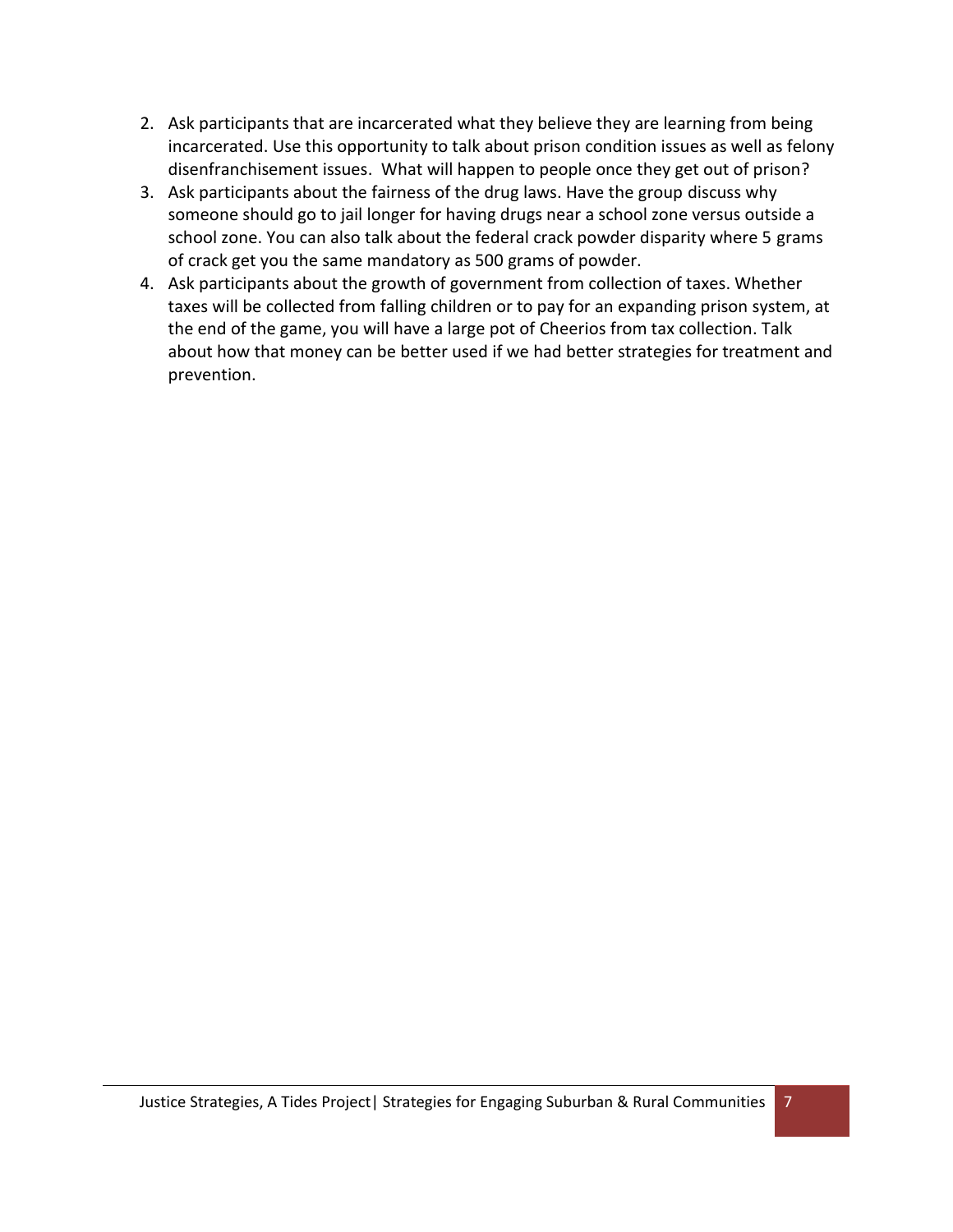2. Ask participants that are incarcerated what they believe they are learning from being incarcerated. Use this opportunity to talk about prison condition issues as well as felony disenfranchisement issues. What will happen to people once they get out of prison?
3. Ask participants about the fairness of the drug laws. Have the group discuss why someone should go to jail longer for having drugs near a school zone versus outside a school zone. You can also talk about the federal crack powder disparity where 5 grams of crack get you the same mandatory as 500 grams of powder.
4. Ask participants about the growth of government from collection of taxes. Whether taxes will be collected from falling children or to pay for an expanding prison system, at the end of the game, you will have a large pot of Cheerios from tax collection. Talk about how that money can be better used if we had better strategies for treatment and prevention.